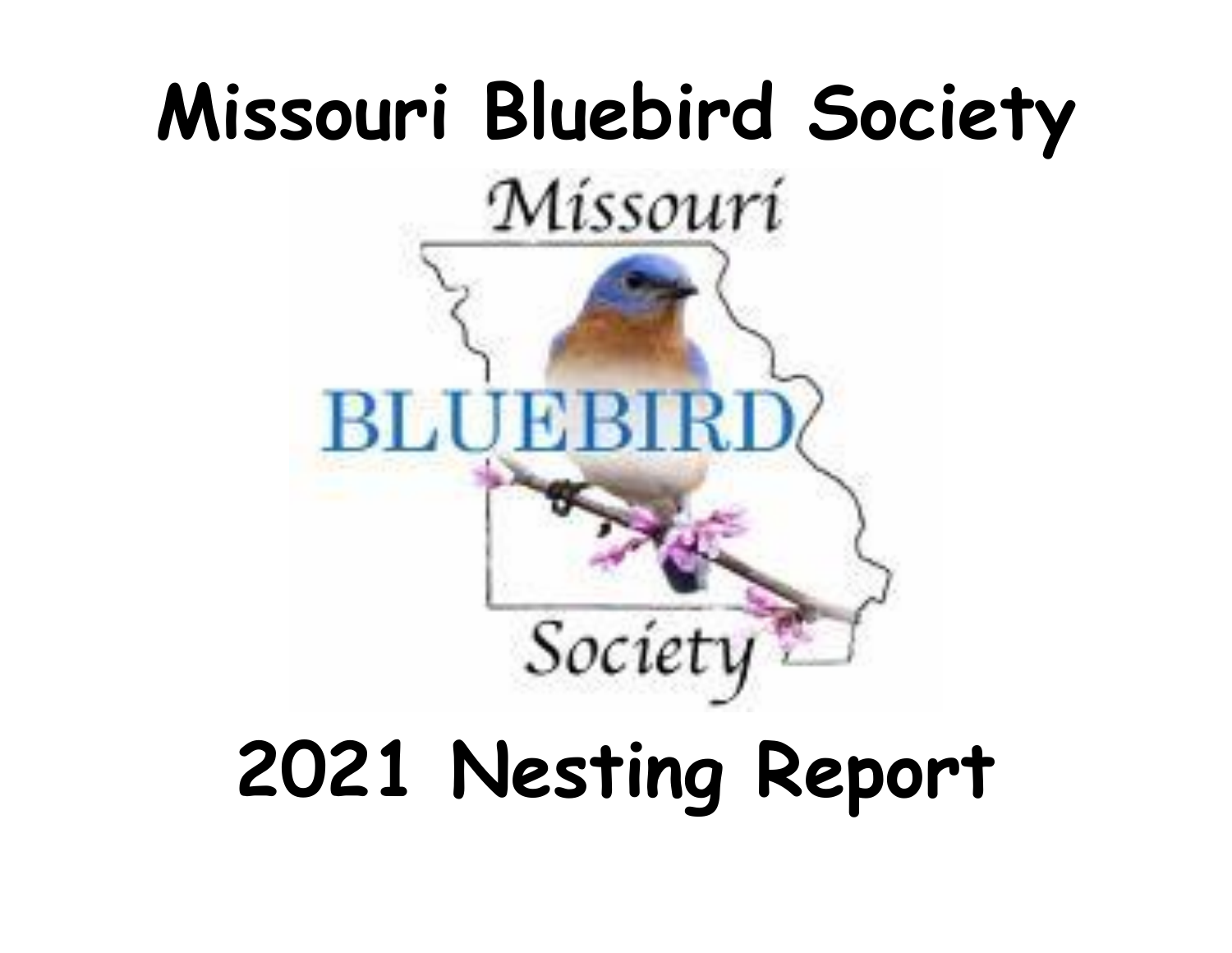# Missouri Bluebird Society

# 2021 Nesting Report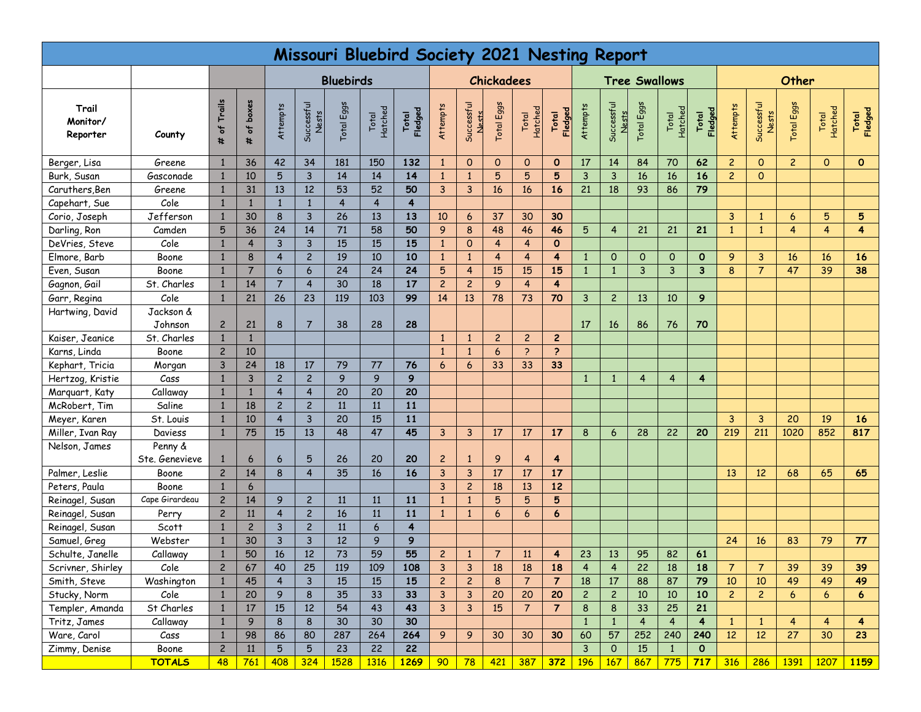# Missouri Bluebird Society 2021 Nesting Report

| Trail Monitor/ Reporter | County | # of Trails | # of boxes | Bluebirds | | | | | Chickadees | | | | | Tree Swallows | | | | | Other | | | | |
|---|---|---|---|---|---|---|---|---|---|---|---|---|---|---|---|---|---|---|---|---|---|---|---|
| | | | | Attempts | Successful Nests | Total Eggs | Total Hatched | Total Fledged | Attempts | Successful Nests | Total Eggs | Total Hatched | Total Fledged | Attempts | Successful Nests | Total Eggs | Total Hatched | Total Fledged | Attempts | Successful Nests | Total Eggs | Total Hatched | Total Fledged |
| Berger, Lisa | Greene | 1 | 36 | 42 | 34 | 181 | 150 | **132** | 1 | 0 | 0 | 0 | **0** | 17 | 14 | 84 | 70 | **62** | 2 | 0 | 2 | 0 | **0** |
| Burk, Susan | Gasconade | 1 | 10 | 5 | 3 | 14 | 14 | **14** | 1 | 1 | 5 | 5 | **5** | 3 | 3 | 16 | 16 | **16** | 2 | 0 | | | |
| Caruthers,Ben | Greene | 1 | 31 | 13 | 12 | 53 | 52 | **50** | 3 | 3 | 16 | 16 | **16** | 21 | 18 | 93 | 86 | **79** | | | | | |
| Capehart, Sue | Cole | 1 | 1 | 1 | 1 | 4 | 4 | **4** | | | | | | | | | | | | | | | |
| Corio, Joseph | Jefferson | 1 | 30 | 8 | 3 | 26 | 13 | **13** | 10 | 6 | 37 | 30 | **30** | | | | | | 3 | 1 | 6 | 5 | **5** |
| Darling, Ron | Camden | 5 | 36 | 24 | 14 | 71 | 58 | **50** | 9 | 8 | 48 | 46 | **46** | 5 | 4 | 21 | 21 | **21** | 1 | 1 | 4 | 4 | **4** |
| DeVries, Steve | Cole | 1 | 4 | 3 | 3 | 15 | 15 | **15** | 1 | 0 | 4 | 4 | **0** | | | | | | | | | | |
| Elmore, Barb | Boone | 1 | 8 | 4 | 2 | 19 | 10 | **10** | 1 | 1 | 4 | 4 | **4** | 1 | 0 | 0 | 0 | **0** | 9 | 3 | 16 | 16 | **16** |
| Even, Susan | Boone | 1 | 7 | 6 | 6 | 24 | 24 | **24** | 5 | 4 | 15 | 15 | **15** | 1 | 1 | 3 | 3 | **3** | 8 | 7 | 47 | 39 | **38** |
| Gagnon, Gail | St. Charles | 1 | 14 | 7 | 4 | 30 | 18 | **17** | 2 | 2 | 9 | 4 | **4** | | | | | | | | | | |
| Garr, Regina | Cole | 1 | 21 | 26 | 23 | 119 | 103 | **99** | 14 | 13 | 78 | 73 | **70** | 3 | 2 | 13 | 10 | **9** | | | | | |
| Hartwing, David | Jackson & Johnson | 2 | 21 | 8 | 7 | 38 | 28 | **28** | | | | | | 17 | 16 | 86 | 76 | **70** | | | | | |
| Kaiser, Jeanice | St. Charles | 1 | 1 | | | | | | 1 | 1 | 2 | 2 | **2** | | | | | | | | | | |
| Karns, Linda | Boone | 2 | 10 | | | | | | 1 | 1 | 6 | ? | **?** | | | | | | | | | | |
| Kephart, Tricia | Morgan | 3 | 24 | 18 | 17 | 79 | 77 | **76** | 6 | 6 | 33 | 33 | **33** | | | | | | | | | | |
| Hertzog, Kristie | Cass | 1 | 3 | 2 | 2 | 9 | 9 | **9** | | | | | | 1 | 1 | 4 | 4 | **4** | | | | | |
| Marquart, Katy | Callaway | 1 | 1 | 4 | 4 | 20 | 20 | **20** | | | | | | | | | | | | | | | |
| McRobert, Tim | Saline | 1 | 18 | 2 | 2 | 11 | 11 | **11** | | | | | | | | | | | | | | | |
| Meyer, Karen | St. Louis | 1 | 10 | 4 | 3 | 20 | 15 | **11** | | | | | | | | | | | 3 | 3 | 20 | 19 | **16** |
| Miller, Ivan Ray | Daviess | 1 | 75 | 15 | 13 | 48 | 47 | **45** | 3 | 3 | 17 | 17 | **17** | 8 | 6 | 28 | 22 | **20** | 219 | 211 | 1020 | 852 | **817** |
| Nelson, James | Penny & Ste. Genevieve | 1 | 6 | 6 | 5 | 26 | 20 | **20** | 2 | 1 | 9 | 4 | **4** | | | | | | | | | | |
| Palmer, Leslie | Boone | 2 | 14 | 8 | 4 | 35 | 16 | **16** | 3 | 3 | 17 | 17 | **17** | | | | | | 13 | 12 | 68 | 65 | **65** |
| Peters, Paula | Boone | 1 | 6 | | | | | | 3 | 2 | 18 | 13 | **12** | | | | | | | | | | |
| Reinagel, Susan | Cape Girardeau | 2 | 14 | 9 | 2 | 11 | 11 | **11** | 1 | 1 | 5 | 5 | **5** | | | | | | | | | | |
| Reinagel, Susan | Perry | 2 | 11 | 4 | 2 | 16 | 11 | **11** | 1 | 1 | 6 | 6 | **6** | | | | | | | | | | |
| Reinagel, Susan | Scott | 1 | 2 | 3 | 2 | 11 | 6 | **4** | | | | | | | | | | | | | | | |
| Samuel, Greg | Webster | 1 | 30 | 3 | 3 | 12 | 9 | **9** | | | | | | | | | | | 24 | 16 | 83 | 79 | **77** |
| Schulte, Janelle | Callaway | 1 | 50 | 16 | 12 | 73 | 59 | **55** | 2 | 1 | 7 | 11 | **4** | 23 | 13 | 95 | 82 | **61** | | | | | |
| Scrivner, Shirley | Cole | 2 | 67 | 40 | 25 | 119 | 109 | **108** | 3 | 3 | 18 | 18 | **18** | 4 | 4 | 22 | 18 | **18** | 7 | 7 | 39 | 39 | **39** |
| Smith, Steve | Washington | 1 | 45 | 4 | 3 | 15 | 15 | **15** | 2 | 2 | 8 | 7 | **7** | 18 | 17 | 88 | 87 | **79** | 10 | 10 | 49 | 49 | **49** |
| Stucky, Norm | Cole | 1 | 20 | 9 | 8 | 35 | 33 | **33** | 3 | 3 | 20 | 20 | **20** | 2 | 2 | 10 | 10 | **10** | 2 | 2 | 6 | 6 | **6** |
| Templer, Amanda | St Charles | 1 | 17 | 15 | 12 | 54 | 43 | **43** | 3 | 3 | 15 | 7 | **7** | 8 | 8 | 33 | 25 | **21** | | | | | |
| Tritz, James | Callaway | 1 | 9 | 8 | 8 | 30 | 30 | **30** | | | | | | 1 | 1 | 4 | 4 | **4** | 1 | 1 | 4 | 4 | **4** |
| Ware, Carol | Cass | 1 | 98 | 86 | 80 | 287 | 264 | **264** | 9 | 9 | 30 | 30 | **30** | 60 | 57 | 252 | 240 | **240** | 12 | 12 | 27 | 30 | **23** |
| Zimmy, Denise | Boone | 2 | 11 | 5 | 5 | 23 | 22 | **22** | | | | | | 3 | 0 | 15 | 1 | **0** | | | | | |
| | **TOTALS** | 48 | 761 | 408 | 324 | 1528 | 1316 | **1269** | 90 | 78 | 421 | 387 | **372** | 196 | 167 | 867 | 775 | **717** | 316 | 286 | 1391 | 1207 | **1159** |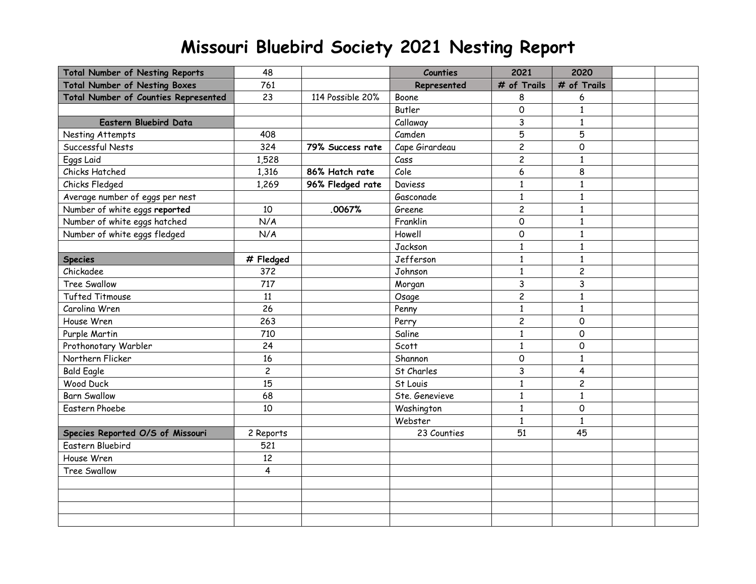# Missouri Bluebird Society 2021 Nesting Report

| Total Number of Nesting Reports | 48 | | Counties | 2021 | 2020 | | |
|---|---|---|---|---|---|---|---|
| **Total Number of Nesting Boxes** | 761 | | **Represented** | **# of Trails** | **# of Trails** | | |
| **Total Number of Counties Represented** | 23 | 114 Possible 20% | Boone | 8 | 6 | | |
| | | | Butler | 0 | 1 | | |
| **Eastern Bluebird Data** | | | Callaway | 3 | 1 | | |
| Nesting Attempts | 408 | | Camden | 5 | 5 | | |
| Successful Nests | 324 | **79% Success rate** | Cape Girardeau | 2 | 0 | | |
| Eggs Laid | 1,528 | | Cass | 2 | 1 | | |
| Chicks Hatched | 1,316 | **86% Hatch rate** | Cole | 6 | 8 | | |
| Chicks Fledged | 1,269 | **96% Fledged rate** | Daviess | 1 | 1 | | |
| Average number of eggs per nest | | | Gasconade | 1 | 1 | | |
| Number of white eggs **reported** | 10 | **.0067%** | Greene | 2 | 1 | | |
| Number of white eggs hatched | N/A | | Franklin | 0 | 1 | | |
| Number of white eggs fledged | N/A | | Howell | 0 | 1 | | |
| | | | Jackson | 1 | 1 | | |
| **Species** | **# Fledged** | | Jefferson | 1 | 1 | | |
| Chickadee | 372 | | Johnson | 1 | 2 | | |
| Tree Swallow | 717 | | Morgan | 3 | 3 | | |
| Tufted Titmouse | 11 | | Osage | 2 | 1 | | |
| Carolina Wren | 26 | | Penny | 1 | 1 | | |
| House Wren | 263 | | Perry | 2 | 0 | | |
| Purple Martin | 710 | | Saline | 1 | 0 | | |
| Prothonotary Warbler | 24 | | Scott | 1 | 0 | | |
| Northern Flicker | 16 | | Shannon | 0 | 1 | | |
| Bald Eagle | 2 | | St Charles | 3 | 4 | | |
| Wood Duck | 15 | | St Louis | 1 | 2 | | |
| Barn Swallow | 68 | | Ste. Genevieve | 1 | 1 | | |
| Eastern Phoebe | 10 | | Washington | 1 | 0 | | |
| | | | Webster | 1 | 1 | | |
| **Species Reported O/S of Missouri** | 2 Reports | | 23 Counties | 51 | 45 | | |
| Eastern Bluebird | 521 | | | | | | |
| House Wren | 12 | | | | | | |
| Tree Swallow | 4 | | | | | | |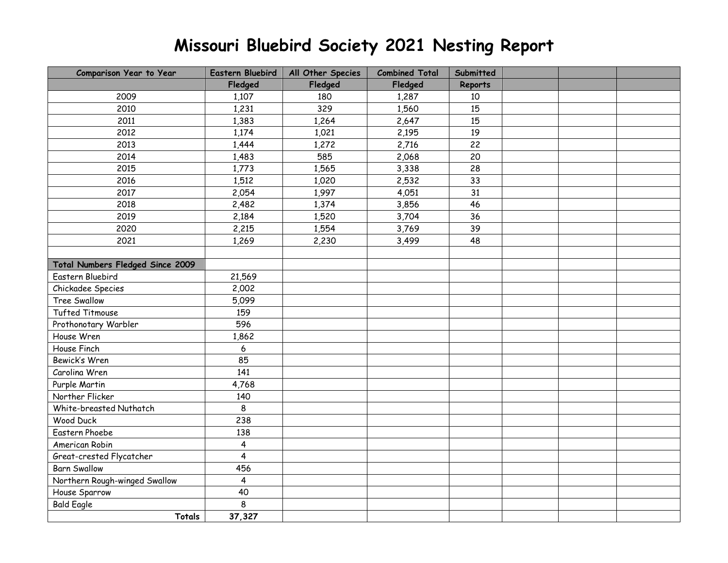# Missouri Bluebird Society 2021 Nesting Report

| Comparison Year to Year | Eastern Bluebird | All Other Species | Combined Total | Submitted | | | |
|---|---|---|---|---|---|---|---|
| | Fledged | Fledged | Fledged | Reports | | | |
| 2009 | 1,107 | 180 | 1,287 | 10 | | | |
| 2010 | 1,231 | 329 | 1,560 | 15 | | | |
| 2011 | 1,383 | 1,264 | 2,647 | 15 | | | |
| 2012 | 1,174 | 1,021 | 2,195 | 19 | | | |
| 2013 | 1,444 | 1,272 | 2,716 | 22 | | | |
| 2014 | 1,483 | 585 | 2,068 | 20 | | | |
| 2015 | 1,773 | 1,565 | 3,338 | 28 | | | |
| 2016 | 1,512 | 1,020 | 2,532 | 33 | | | |
| 2017 | 2,054 | 1,997 | 4,051 | 31 | | | |
| 2018 | 2,482 | 1,374 | 3,856 | 46 | | | |
| 2019 | 2,184 | 1,520 | 3,704 | 36 | | | |
| 2020 | 2,215 | 1,554 | 3,769 | 39 | | | |
| 2021 | 1,269 | 2,230 | 3,499 | 48 | | | |
| | | | | | | | |
| **Total Numbers Fledged Since 2009** | | | | | | | |
| Eastern Bluebird | 21,569 | | | | | | |
| Chickadee Species | 2,002 | | | | | | |
| Tree Swallow | 5,099 | | | | | | |
| Tufted Titmouse | 159 | | | | | | |
| Prothonotary Warbler | 596 | | | | | | |
| House Wren | 1,862 | | | | | | |
| House Finch | 6 | | | | | | |
| Bewick's Wren | 85 | | | | | | |
| Carolina Wren | 141 | | | | | | |
| Purple Martin | 4,768 | | | | | | |
| Norther Flicker | 140 | | | | | | |
| White-breasted Nuthatch | 8 | | | | | | |
| Wood Duck | 238 | | | | | | |
| Eastern Phoebe | 138 | | | | | | |
| American Robin | 4 | | | | | | |
| Great-crested Flycatcher | 4 | | | | | | |
| Barn Swallow | 456 | | | | | | |
| Northern Rough-winged Swallow | 4 | | | | | | |
| House Sparrow | 40 | | | | | | |
| Bald Eagle | 8 | | | | | | |
| **Totals** | **37,327** | | | | | | |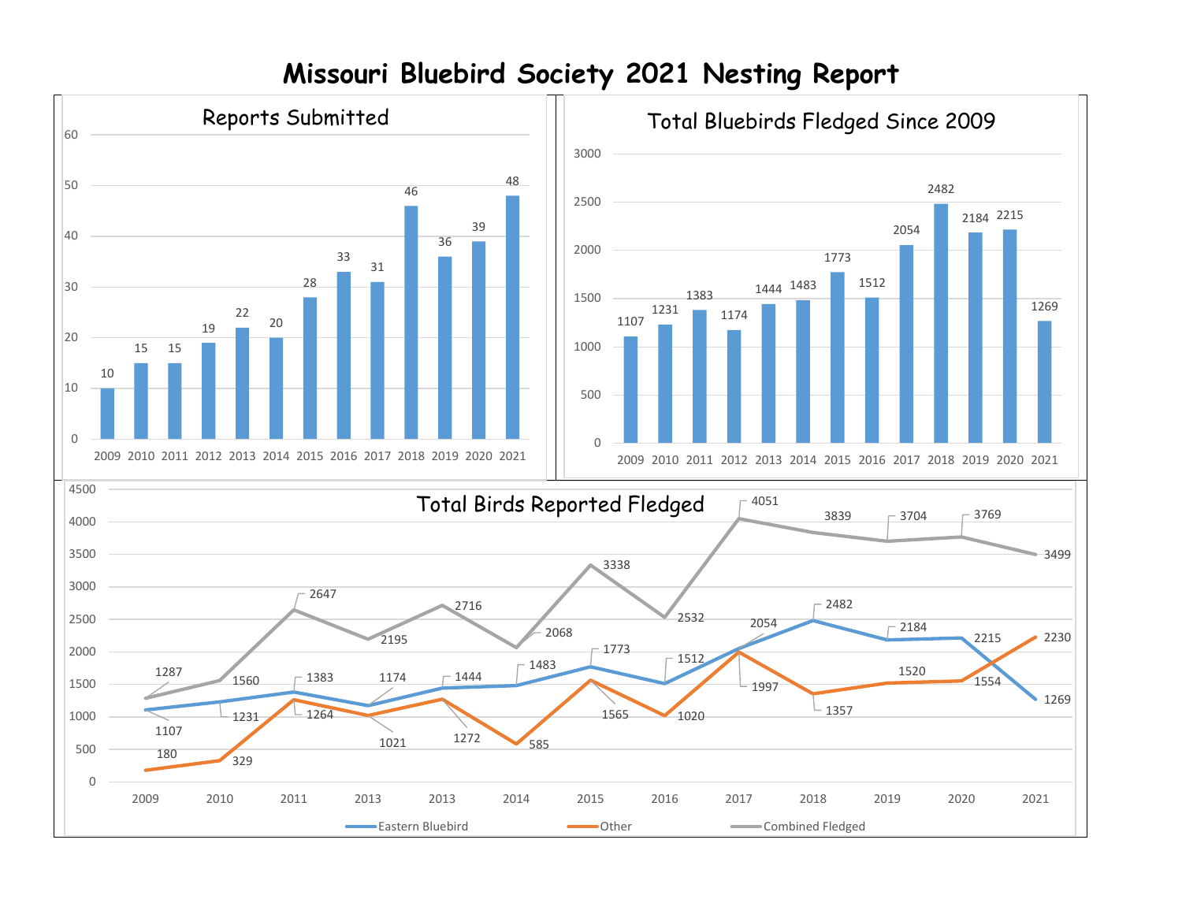# Missouri Bluebird Society 2021 Nesting Report

## Reports Submitted

| Year | Reports |
|---|---|
| 2009 | 10 |
| 2010 | 15 |
| 2011 | 15 |
| 2012 | 19 |
| 2013 | 22 |
| 2014 | 20 |
| 2015 | 28 |
| 2016 | 33 |
| 2017 | 31 |
| 2018 | 46 |
| 2019 | 36 |
| 2020 | 39 |
| 2021 | 48 |

## Total Bluebirds Fledged Since 2009

| Year | Bluebirds Fledged |
|---|---|
| 2009 | 1107 |
| 2010 | 1231 |
| 2011 | 1383 |
| 2012 | 1174 |
| 2013 | 1444 |
| 2014 | 1483 |
| 2015 | 1773 |
| 2016 | 1512 |
| 2017 | 2054 |
| 2018 | 2482 |
| 2019 | 2184 |
| 2020 | 2215 |
| 2021 | 1269 |

## Total Birds Reported Fledged

| Year | Eastern Bluebird | Other | Combined Fledged |
|---|---|---|---|
| 2009 | 1107 | 180 | 1287 |
| 2010 | 1231 | 329 | 1560 |
| 2011 | 1383 | 1264 | 2647 |
| 2013 | 1174 | 1021 | 2195 |
| 2013 | 1444 | 1272 | 2716 |
| 2014 | 1483 | 585 | 2068 |
| 2015 | 1773 | 1565 | 3338 |
| 2016 | 1512 | 1020 | 2532 |
| 2017 | 2054 | 1997 | 4051 |
| 2018 | 2482 | 1357 | 3839 |
| 2019 | 2184 | 1520 | 3704 |
| 2020 | 2215 | 1554 | 3769 |
| 2021 | 1269 | 2230 | 3499 |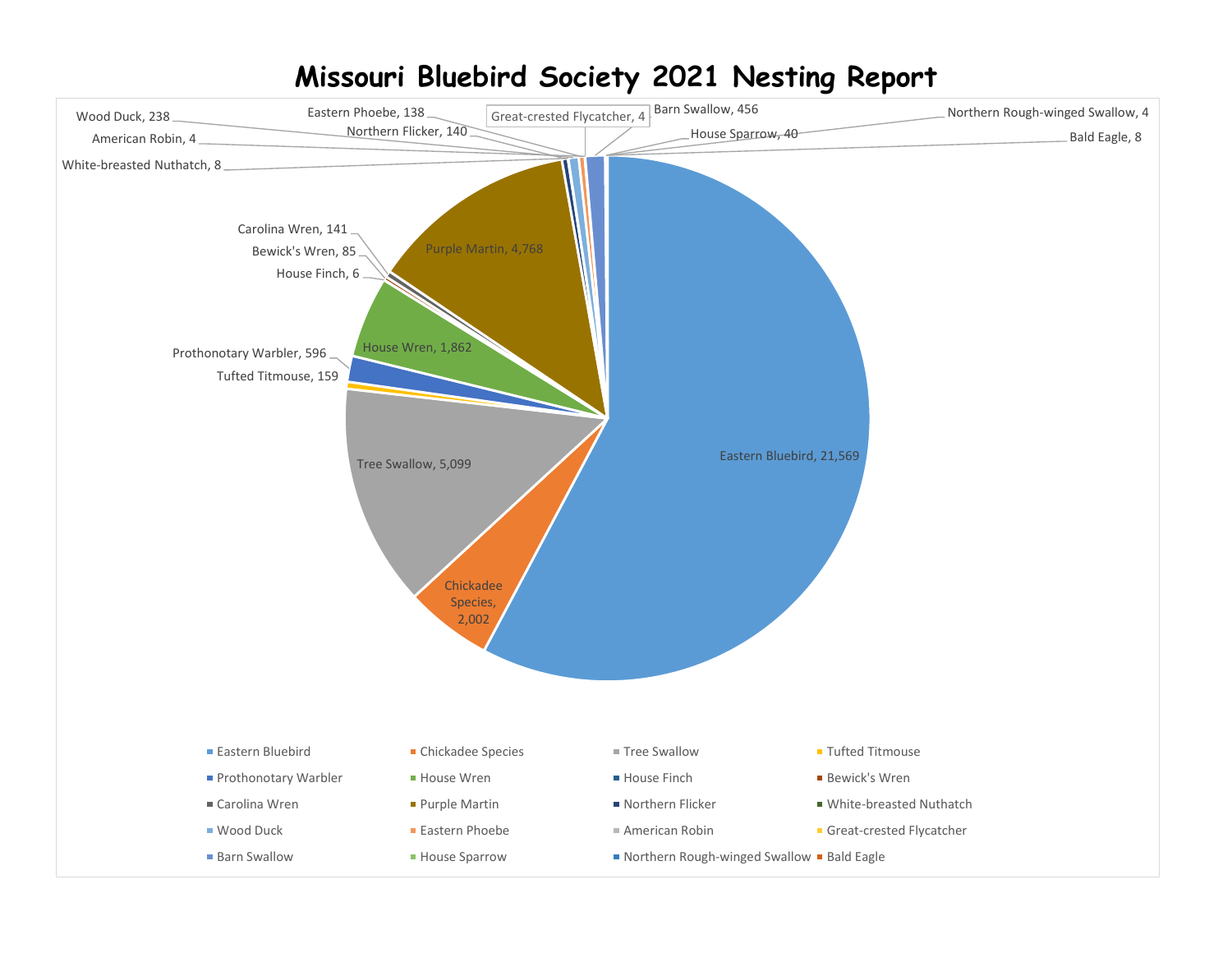# Missouri Bluebird Society 2021 Nesting Report

Wood Duck, 238
American Robin, 4
White-breasted Nuthatch, 8
Eastern Phoebe, 138
Northern Flicker, 140
Great-crested Flycatcher, 4
Barn Swallow, 456
House Sparrow, 40
Northern Rough-winged Swallow, 4
Bald Eagle, 8
Carolina Wren, 141
Bewick's Wren, 85
House Finch, 6
Purple Martin, 4,768
House Wren, 1,862
Prothonotary Warbler, 596
Tufted Titmouse, 159
Tree Swallow, 5,099
Chickadee Species, 2,002
Eastern Bluebird, 21,569

Eastern Bluebird
Chickadee Species
Tree Swallow
Tufted Titmouse
Prothonotary Warbler
House Wren
House Finch
Bewick's Wren
Carolina Wren
Purple Martin
Northern Flicker
White-breasted Nuthatch
Wood Duck
Eastern Phoebe
American Robin
Great-crested Flycatcher
Barn Swallow
House Sparrow
Northern Rough-winged Swallow
Bald Eagle